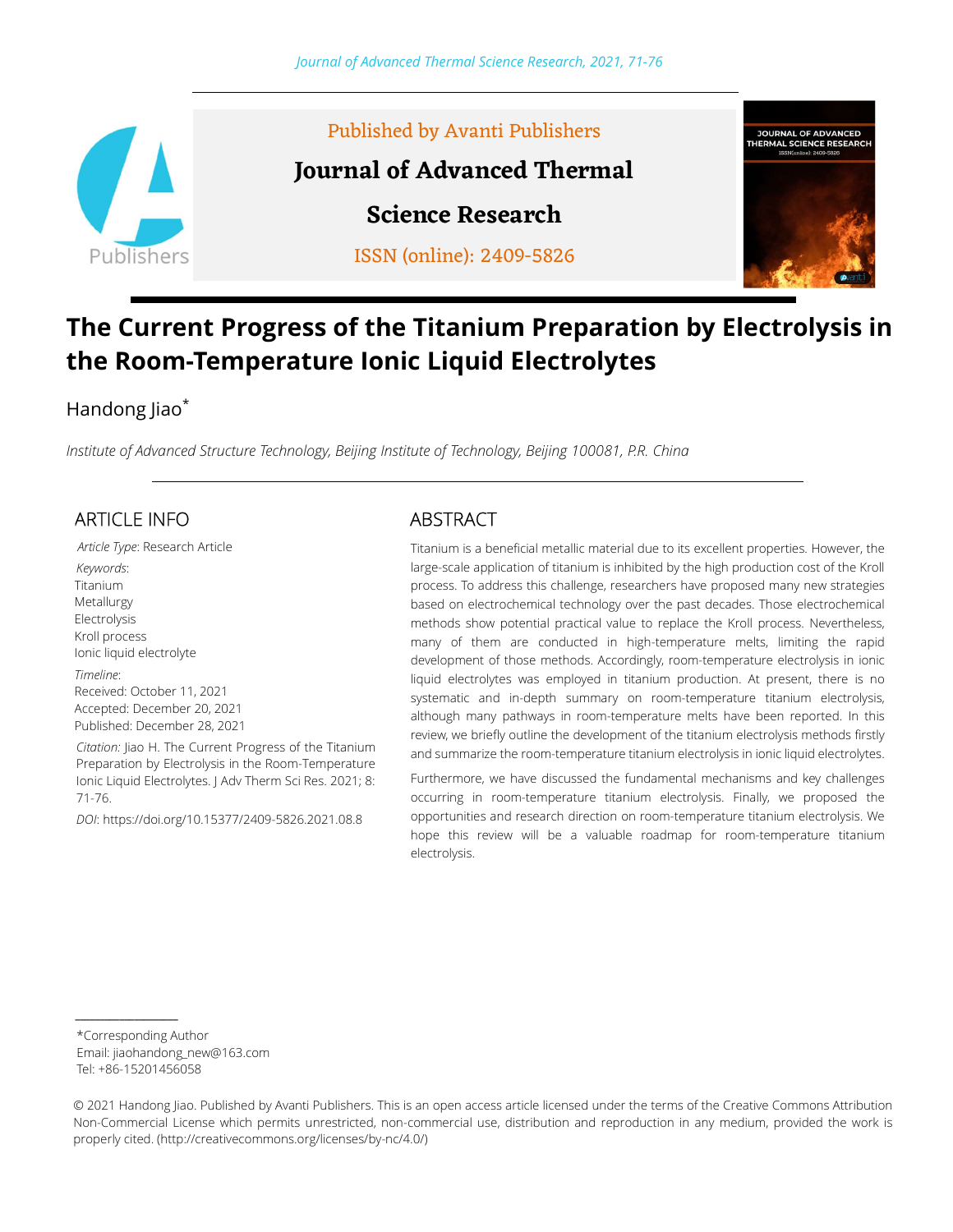Published by Avanti Publishers

# Journal of Advanced Thermal Science Research

ISSN (online): 2409-5826

# The Current Progress of the Titanium Preparation by Electrolysis in the Room-Temperature Ionic Liquid Electrolytes

Handong Jiao*

*Institute of Advanced Structure Technology, Beijing Institute of Technology, Beijing 100081, P.R. China*

## ARTICLE INFO

*Article Type*: Research Article

*Keywords*:
Titanium
Metallurgy
Electrolysis
Kroll process
Ionic liquid electrolyte

*Timeline*:
Received: October 11, 2021
Accepted: December 20, 2021
Published: December 28, 2021

*Citation:* Jiao H. The Current Progress of the Titanium Preparation by Electrolysis in the Room-Temperature Ionic Liquid Electrolytes. J Adv Therm Sci Res. 2021; 8: 71-76.

*DOI*: https://doi.org/10.15377/2409-5826.2021.08.8

## ABSTRACT

Titanium is a beneficial metallic material due to its excellent properties. However, the large-scale application of titanium is inhibited by the high production cost of the Kroll process. To address this challenge, researchers have proposed many new strategies based on electrochemical technology over the past decades. Those electrochemical methods show potential practical value to replace the Kroll process. Nevertheless, many of them are conducted in high-temperature melts, limiting the rapid development of those methods. Accordingly, room-temperature electrolysis in ionic liquid electrolytes was employed in titanium production. At present, there is no systematic and in-depth summary on room-temperature titanium electrolysis, although many pathways in room-temperature melts have been reported. In this review, we briefly outline the development of the titanium electrolysis methods firstly and summarize the room-temperature titanium electrolysis in ionic liquid electrolytes.

Furthermore, we have discussed the fundamental mechanisms and key challenges occurring in room-temperature titanium electrolysis. Finally, we proposed the opportunities and research direction on room-temperature titanium electrolysis. We hope this review will be a valuable roadmap for room-temperature titanium electrolysis.

---

*Corresponding Author
Email: jiaohandong_new@163.com
Tel: +86-15201456058

© 2021 Handong Jiao. Published by Avanti Publishers. This is an open access article licensed under the terms of the Creative Commons Attribution Non-Commercial License which permits unrestricted, non-commercial use, distribution and reproduction in any medium, provided the work is properly cited. (http://creativecommons.org/licenses/by-nc/4.0/)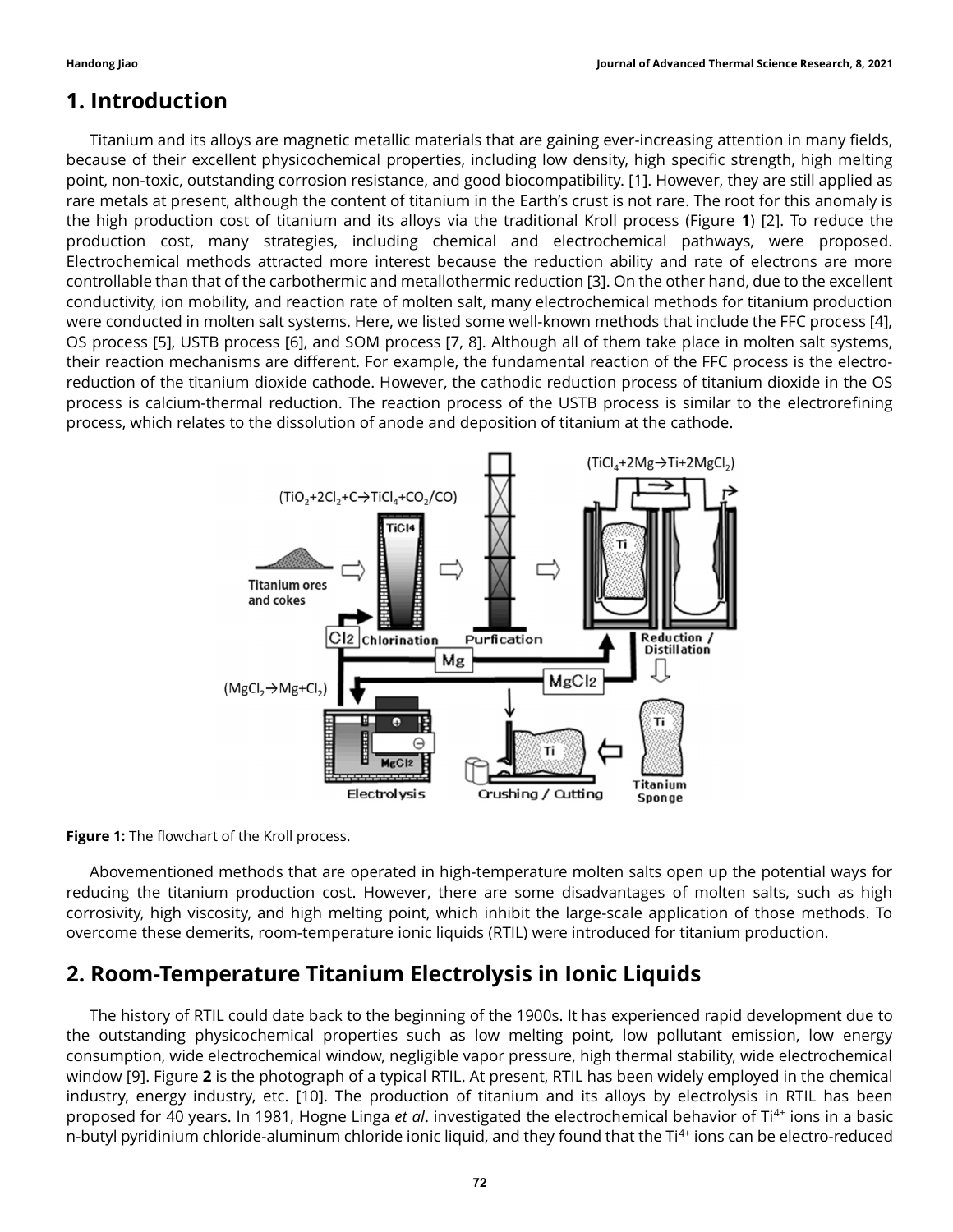## 1. Introduction

Titanium and its alloys are magnetic metallic materials that are gaining ever-increasing attention in many fields, because of their excellent physicochemical properties, including low density, high specific strength, high melting point, non-toxic, outstanding corrosion resistance, and good biocompatibility. [1]. However, they are still applied as rare metals at present, although the content of titanium in the Earth's crust is not rare. The root for this anomaly is the high production cost of titanium and its alloys via the traditional Kroll process (Figure **1**) [2]. To reduce the production cost, many strategies, including chemical and electrochemical pathways, were proposed. Electrochemical methods attracted more interest because the reduction ability and rate of electrons are more controllable than that of the carbothermic and metallothermic reduction [3]. On the other hand, due to the excellent conductivity, ion mobility, and reaction rate of molten salt, many electrochemical methods for titanium production were conducted in molten salt systems. Here, we listed some well-known methods that include the FFC process [4], OS process [5], USTB process [6], and SOM process [7, 8]. Although all of them take place in molten salt systems, their reaction mechanisms are different. For example, the fundamental reaction of the FFC process is the electro-reduction of the titanium dioxide cathode. However, the cathodic reduction process of titanium dioxide in the OS process is calcium-thermal reduction. The reaction process of the USTB process is similar to the electrorefining process, which relates to the dissolution of anode and deposition of titanium at the cathode.

**Figure 1:** The flowchart of the Kroll process.

Abovementioned methods that are operated in high-temperature molten salts open up the potential ways for reducing the titanium production cost. However, there are some disadvantages of molten salts, such as high corrosivity, high viscosity, and high melting point, which inhibit the large-scale application of those methods. To overcome these demerits, room-temperature ionic liquids (RTIL) were introduced for titanium production.

## 2. Room-Temperature Titanium Electrolysis in Ionic Liquids

The history of RTIL could date back to the beginning of the 1900s. It has experienced rapid development due to the outstanding physicochemical properties such as low melting point, low pollutant emission, low energy consumption, wide electrochemical window, negligible vapor pressure, high thermal stability, wide electrochemical window [9]. Figure **2** is the photograph of a typical RTIL. At present, RTIL has been widely employed in the chemical industry, energy industry, etc. [10]. The production of titanium and its alloys by electrolysis in RTIL has been proposed for 40 years. In 1981, Hogne Linga *et al*. investigated the electrochemical behavior of $Ti^{4+}$ ions in a basic n-butyl pyridinium chloride-aluminum chloride ionic liquid, and they found that the $Ti^{4+}$ ions can be electro-reduced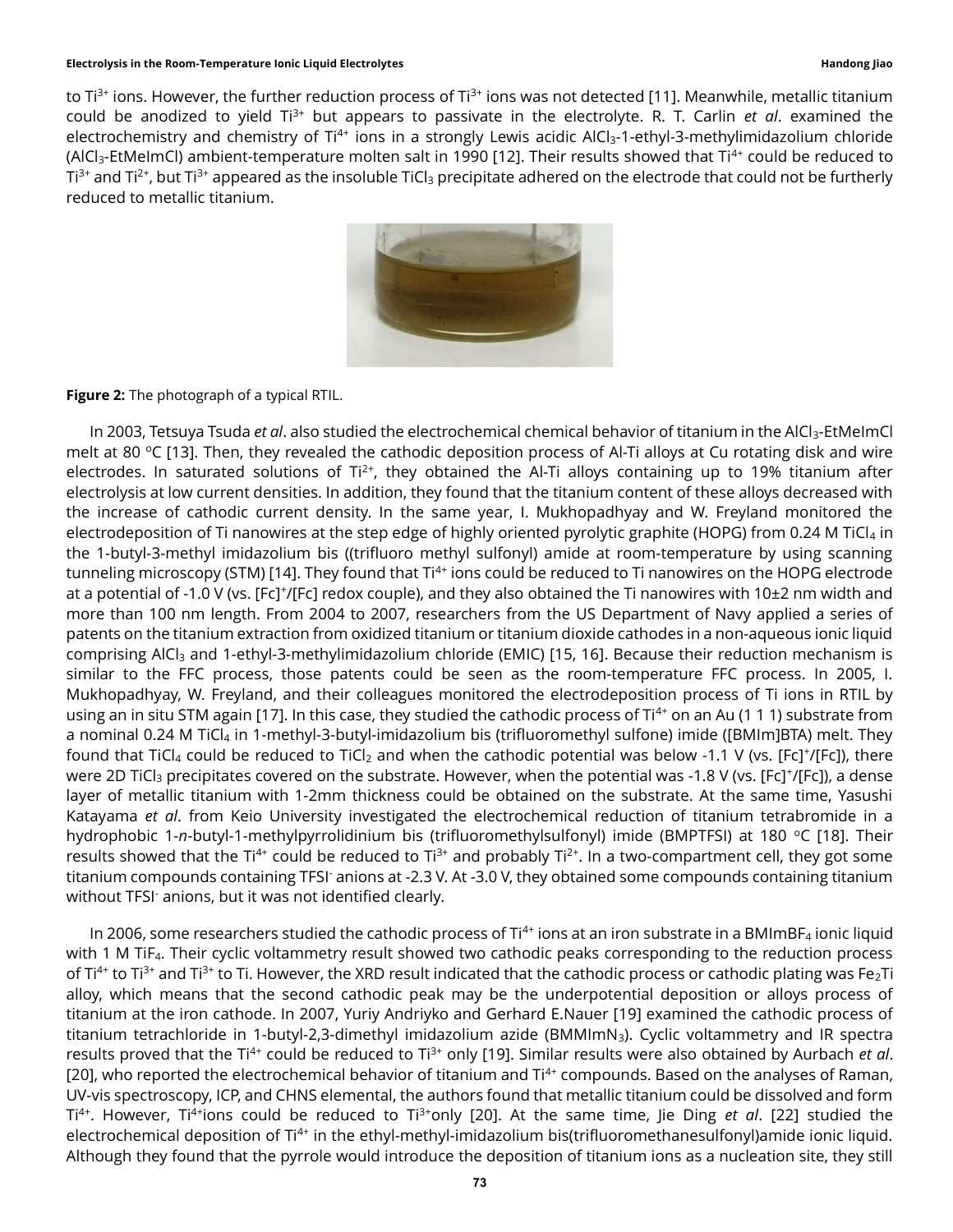to $Ti^{3+}$ ions. However, the further reduction process of $Ti^{3+}$ ions was not detected [11]. Meanwhile, metallic titanium could be anodized to yield $Ti^{3+}$ but appears to passivate in the electrolyte. R. T. Carlin *et al*. examined the electrochemistry and chemistry of $Ti^{4+}$ ions in a strongly Lewis acidic $AlCl_3$-1-ethyl-3-methylimidazolium chloride ($AlCl_3$-EtMeImCl) ambient-temperature molten salt in 1990 [12]. Their results showed that $Ti^{4+}$ could be reduced to $Ti^{3+}$ and $Ti^{2+}$, but $Ti^{3+}$ appeared as the insoluble $TiCl_3$ precipitate adhered on the electrode that could not be furtherly reduced to metallic titanium.

**Figure 2:** The photograph of a typical RTIL.

In 2003, Tetsuya Tsuda *et al*. also studied the electrochemical chemical behavior of titanium in the $AlCl_3$-EtMeImCl melt at 80 $^oC$ [13]. Then, they revealed the cathodic deposition process of Al-Ti alloys at Cu rotating disk and wire electrodes. In saturated solutions of $Ti^{2+}$, they obtained the Al-Ti alloys containing up to 19% titanium after electrolysis at low current densities. In addition, they found that the titanium content of these alloys decreased with the increase of cathodic current density. In the same year, I. Mukhopadhyay and W. Freyland monitored the electrodeposition of Ti nanowires at the step edge of highly oriented pyrolytic graphite (HOPG) from 0.24 M $TiCl_4$ in the 1-butyl-3-methyl imidazolium bis ((trifluoro methyl sulfonyl) amide at room-temperature by using scanning tunneling microscopy (STM) [14]. They found that $Ti^{4+}$ ions could be reduced to Ti nanowires on the HOPG electrode at a potential of -1.0 V (vs. $[Fc]^+/[Fc]$ redox couple), and they also obtained the Ti nanowires with 10±2 nm width and more than 100 nm length. From 2004 to 2007, researchers from the US Department of Navy applied a series of patents on the titanium extraction from oxidized titanium or titanium dioxide cathodes in a non-aqueous ionic liquid comprising $AlCl_3$ and 1-ethyl-3-methylimidazolium chloride (EMIC) [15, 16]. Because their reduction mechanism is similar to the FFC process, those patents could be seen as the room-temperature FFC process. In 2005, I. Mukhopadhyay, W. Freyland, and their colleagues monitored the electrodeposition process of Ti ions in RTIL by using an in situ STM again [17]. In this case, they studied the cathodic process of $Ti^{4+}$ on an Au (1 1 1) substrate from a nominal 0.24 M $TiCl_4$ in 1-methyl-3-butyl-imidazolium bis (trifluoromethyl sulfone) imide ([BMIm]BTA) melt. They found that $TiCl_4$ could be reduced to $TiCl_2$ and when the cathodic potential was below -1.1 V (vs. $[Fc]^+/[Fc]$), there were 2D $TiCl_3$ precipitates covered on the substrate. However, when the potential was -1.8 V (vs. $[Fc]^+/[Fc]$), a dense layer of metallic titanium with 1-2mm thickness could be obtained on the substrate. At the same time, Yasushi Katayama *et al*. from Keio University investigated the electrochemical reduction of titanium tetrabromide in a hydrophobic 1-*n*-butyl-1-methylpyrrolidinium bis (trifluoromethylsulfonyl) imide (BMPTFSI) at 180 $^oC$ [18]. Their results showed that the $Ti^{4+}$ could be reduced to $Ti^{3+}$ and probably $Ti^{2+}$. In a two-compartment cell, they got some titanium compounds containing $TFSI^-$ anions at -2.3 V. At -3.0 V, they obtained some compounds containing titanium without $TFSI^-$ anions, but it was not identified clearly.

In 2006, some researchers studied the cathodic process of $Ti^{4+}$ ions at an iron substrate in a $BMImBF_4$ ionic liquid with 1 M $TiF_4$. Their cyclic voltammetry result showed two cathodic peaks corresponding to the reduction process of $Ti^{4+}$ to $Ti^{3+}$ and $Ti^{3+}$ to Ti. However, the XRD result indicated that the cathodic process or cathodic plating was $Fe_2Ti$ alloy, which means that the second cathodic peak may be the underpotential deposition or alloys process of titanium at the iron cathode. In 2007, Yuriy Andriyko and Gerhard E.Nauer [19] examined the cathodic process of titanium tetrachloride in 1-butyl-2,3-dimethyl imidazolium azide ($BMMImN_3$). Cyclic voltammetry and IR spectra results proved that the $Ti^{4+}$ could be reduced to $Ti^{3+}$ only [19]. Similar results were also obtained by Aurbach *et al*. [20], who reported the electrochemical behavior of titanium and $Ti^{4+}$ compounds. Based on the analyses of Raman, UV-vis spectroscopy, ICP, and CHNS elemental, the authors found that metallic titanium could be dissolved and form $Ti^{4+}$. However, $Ti^{4+}$ions could be reduced to $Ti^{3+}$only [20]. At the same time, Jie Ding *et al*. [22] studied the electrochemical deposition of $Ti^{4+}$ in the ethyl-methyl-imidazolium bis(trifluoromethanesulfonyl)amide ionic liquid. Although they found that the pyrrole would introduce the deposition of titanium ions as a nucleation site, they still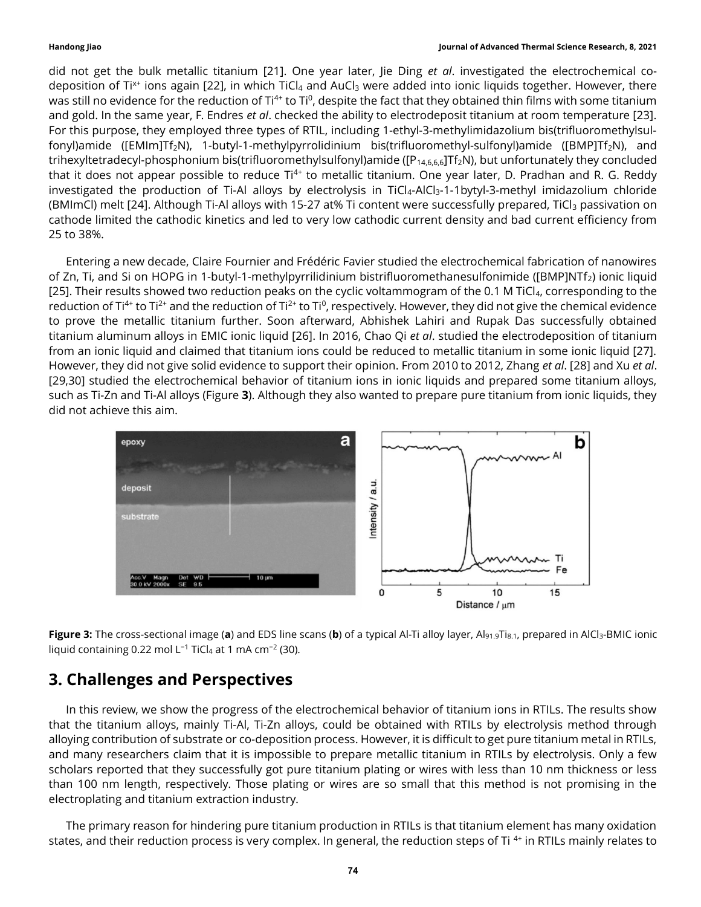did not get the bulk metallic titanium [21]. One year later, Jie Ding *et al*. investigated the electrochemical co-deposition of $Ti^{x+}$ ions again [22], in which $TiCl_4$ and $AuCl_3$ were added into ionic liquids together. However, there was still no evidence for the reduction of $Ti^{4+}$ to $Ti^0$, despite the fact that they obtained thin films with some titanium and gold. In the same year, F. Endres *et al*. checked the ability to electrodeposit titanium at room temperature [23]. For this purpose, they employed three types of RTIL, including 1-ethyl-3-methylimidazolium bis(trifluoromethylsulfonyl)amide ($[EMIm]Tf_2N$), 1-butyl-1-methylpyrrolidinium bis(trifluoromethyl-sulfonyl)amide ($[BMP]Tf_2N$), and trihexyltetradecyl-phosphonium bis(trifluoromethylsulfonyl)amide ($[P_{14,6,6,6}]Tf_2N$), but unfortunately they concluded that it does not appear possible to reduce $Ti^{4+}$ to metallic titanium. One year later, D. Pradhan and R. G. Reddy investigated the production of Ti-Al alloys by electrolysis in $TiCl_4$-$AlCl_3$-1-1bytyl-3-methyl imidazolium chloride (BMImCl) melt [24]. Although Ti-Al alloys with 15-27 at% Ti content were successfully prepared, $TiCl_3$ passivation on cathode limited the cathodic kinetics and led to very low cathodic current density and bad current efficiency from 25 to 38%.

Entering a new decade, Claire Fournier and Frédéric Favier studied the electrochemical fabrication of nanowires of Zn, Ti, and Si on HOPG in 1-butyl-1-methylpyrrilidinium bistrifluoromethanesulfonimide ($[BMP]NTf_2$) ionic liquid [25]. Their results showed two reduction peaks on the cyclic voltammogram of the 0.1 M $TiCl_4$, corresponding to the reduction of $Ti^{4+}$ to $Ti^{2+}$ and the reduction of $Ti^{2+}$ to $Ti^0$, respectively. However, they did not give the chemical evidence to prove the metallic titanium further. Soon afterward, Abhishek Lahiri and Rupak Das successfully obtained titanium aluminum alloys in EMIC ionic liquid [26]. In 2016, Chao Qi *et al*. studied the electrodeposition of titanium from an ionic liquid and claimed that titanium ions could be reduced to metallic titanium in some ionic liquid [27]. However, they did not give solid evidence to support their opinion. From 2010 to 2012, Zhang *et al*. [28] and Xu *et al*. [29,30] studied the electrochemical behavior of titanium ions in ionic liquids and prepared some titanium alloys, such as Ti-Zn and Ti-Al alloys (Figure **3**). Although they also wanted to prepare pure titanium from ionic liquids, they did not achieve this aim.

**Figure 3:** The cross-sectional image (**a**) and EDS line scans (**b**) of a typical Al-Ti alloy layer, $Al_{91.9}Ti_{8.1}$, prepared in $AlCl_3$-BMIC ionic liquid containing 0.22 mol $L^{-1}$ $TiCl_4$ at 1 mA $cm^{-2}$ (30).

## 3. Challenges and Perspectives

In this review, we show the progress of the electrochemical behavior of titanium ions in RTILs. The results show that the titanium alloys, mainly Ti-Al, Ti-Zn alloys, could be obtained with RTILs by electrolysis method through alloying contribution of substrate or co-deposition process. However, it is difficult to get pure titanium metal in RTILs, and many researchers claim that it is impossible to prepare metallic titanium in RTILs by electrolysis. Only a few scholars reported that they successfully got pure titanium plating or wires with less than 10 nm thickness or less than 100 nm length, respectively. Those plating or wires are so small that this method is not promising in the electroplating and titanium extraction industry.

The primary reason for hindering pure titanium production in RTILs is that titanium element has many oxidation states, and their reduction process is very complex. In general, the reduction steps of $Ti^{4+}$ in RTILs mainly relates to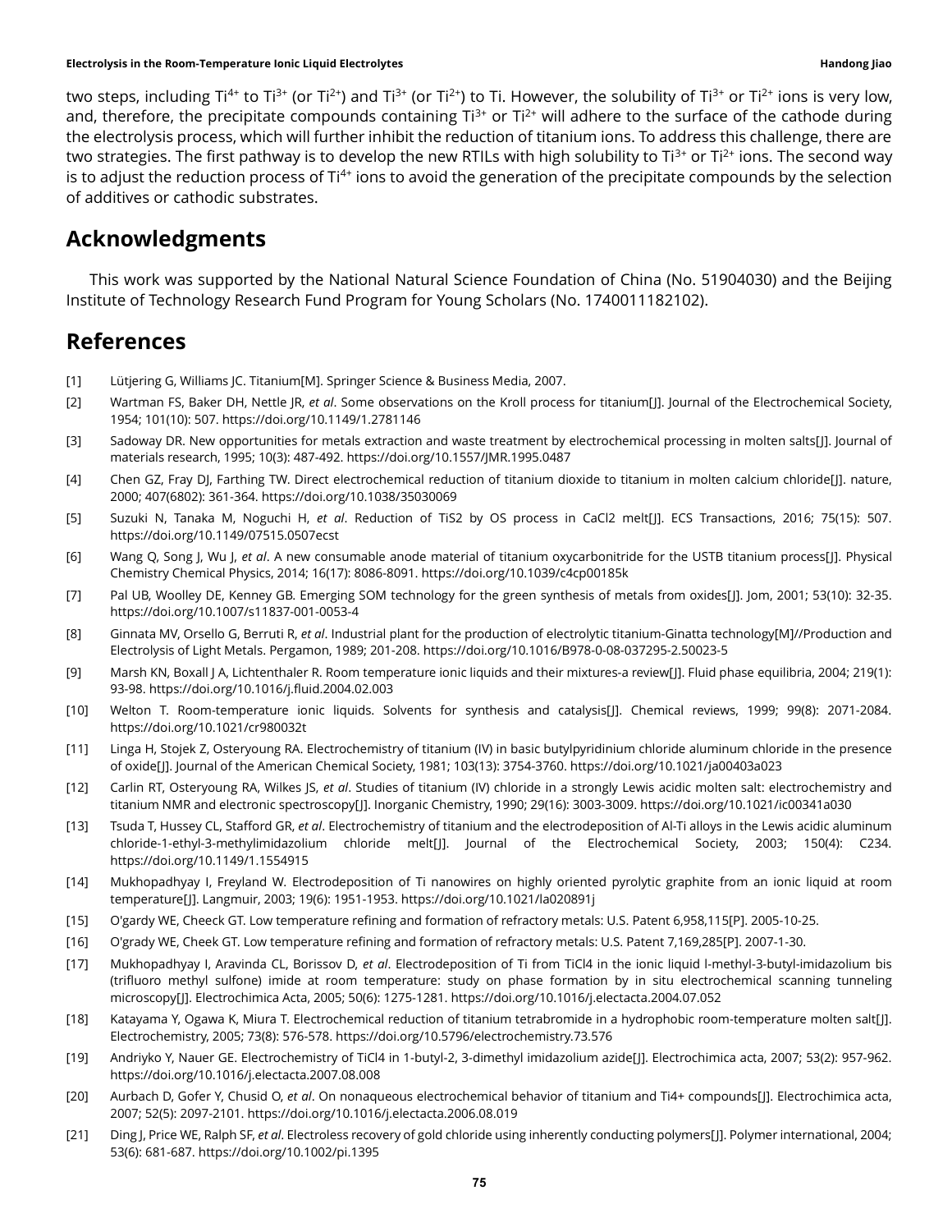two steps, including $Ti^{4+}$ to $Ti^{3+}$ (or $Ti^{2+}$) and $Ti^{3+}$ (or $Ti^{2+}$) to Ti. However, the solubility of $Ti^{3+}$ or $Ti^{2+}$ ions is very low, and, therefore, the precipitate compounds containing $Ti^{3+}$ or $Ti^{2+}$ will adhere to the surface of the cathode during the electrolysis process, which will further inhibit the reduction of titanium ions. To address this challenge, there are two strategies. The first pathway is to develop the new RTILs with high solubility to $Ti^{3+}$ or $Ti^{2+}$ ions. The second way is to adjust the reduction process of $Ti^{4+}$ ions to avoid the generation of the precipitate compounds by the selection of additives or cathodic substrates.

## Acknowledgments

This work was supported by the National Natural Science Foundation of China (No. 51904030) and the Beijing Institute of Technology Research Fund Program for Young Scholars (No. 1740011182102).

## References

[1] Lütjering G, Williams JC. Titanium[M]. Springer Science & Business Media, 2007.

[2] Wartman FS, Baker DH, Nettle JR, *et al*. Some observations on the Kroll process for titanium[J]. Journal of the Electrochemical Society, 1954; 101(10): 507. https://doi.org/10.1149/1.2781146

[3] Sadoway DR. New opportunities for metals extraction and waste treatment by electrochemical processing in molten salts[J]. Journal of materials research, 1995; 10(3): 487-492. https://doi.org/10.1557/JMR.1995.0487

[4] Chen GZ, Fray DJ, Farthing TW. Direct electrochemical reduction of titanium dioxide to titanium in molten calcium chloride[J]. nature, 2000; 407(6802): 361-364. https://doi.org/10.1038/35030069

[5] Suzuki N, Tanaka M, Noguchi H, *et al*. Reduction of TiS2 by OS process in CaCl2 melt[J]. ECS Transactions, 2016; 75(15): 507. https://doi.org/10.1149/07515.0507ecst

[6] Wang Q, Song J, Wu J, *et al*. A new consumable anode material of titanium oxycarbonitride for the USTB titanium process[J]. Physical Chemistry Chemical Physics, 2014; 16(17): 8086-8091. https://doi.org/10.1039/c4cp00185k

[7] Pal UB, Woolley DE, Kenney GB. Emerging SOM technology for the green synthesis of metals from oxides[J]. Jom, 2001; 53(10): 32-35. https://doi.org/10.1007/s11837-001-0053-4

[8] Ginnata MV, Orsello G, Berruti R, *et al*. Industrial plant for the production of electrolytic titanium-Ginatta technology[M]//Production and Electrolysis of Light Metals. Pergamon, 1989; 201-208. https://doi.org/10.1016/B978-0-08-037295-2.50023-5

[9] Marsh KN, Boxall J A, Lichtenthaler R. Room temperature ionic liquids and their mixtures-a review[J]. Fluid phase equilibria, 2004; 219(1): 93-98. https://doi.org/10.1016/j.fluid.2004.02.003

[10] Welton T. Room-temperature ionic liquids. Solvents for synthesis and catalysis[J]. Chemical reviews, 1999; 99(8): 2071-2084. https://doi.org/10.1021/cr980032t

[11] Linga H, Stojek Z, Osteryoung RA. Electrochemistry of titanium (IV) in basic butylpyridinium chloride aluminum chloride in the presence of oxide[J]. Journal of the American Chemical Society, 1981; 103(13): 3754-3760. https://doi.org/10.1021/ja00403a023

[12] Carlin RT, Osteryoung RA, Wilkes JS, *et al*. Studies of titanium (IV) chloride in a strongly Lewis acidic molten salt: electrochemistry and titanium NMR and electronic spectroscopy[J]. Inorganic Chemistry, 1990; 29(16): 3003-3009. https://doi.org/10.1021/ic00341a030

[13] Tsuda T, Hussey CL, Stafford GR, *et al*. Electrochemistry of titanium and the electrodeposition of Al-Ti alloys in the Lewis acidic aluminum chloride-1-ethyl-3-methylimidazolium chloride melt[J]. Journal of the Electrochemical Society, 2003; 150(4): C234. https://doi.org/10.1149/1.1554915

[14] Mukhopadhyay I, Freyland W. Electrodeposition of Ti nanowires on highly oriented pyrolytic graphite from an ionic liquid at room temperature[J]. Langmuir, 2003; 19(6): 1951-1953. https://doi.org/10.1021/la020891j

[15] O'gardy WE, Cheeck GT. Low temperature refining and formation of refractory metals: U.S. Patent 6,958,115[P]. 2005-10-25.

[16] O'grady WE, Cheek GT. Low temperature refining and formation of refractory metals: U.S. Patent 7,169,285[P]. 2007-1-30.

[17] Mukhopadhyay I, Aravinda CL, Borissov D, *et al*. Electrodeposition of Ti from TiCl4 in the ionic liquid l-methyl-3-butyl-imidazolium bis (trifluoro methyl sulfone) imide at room temperature: study on phase formation by in situ electrochemical scanning tunneling microscopy[J]. Electrochimica Acta, 2005; 50(6): 1275-1281. https://doi.org/10.1016/j.electacta.2004.07.052

[18] Katayama Y, Ogawa K, Miura T. Electrochemical reduction of titanium tetrabromide in a hydrophobic room-temperature molten salt[J]. Electrochemistry, 2005; 73(8): 576-578. https://doi.org/10.5796/electrochemistry.73.576

[19] Andriyko Y, Nauer GE. Electrochemistry of TiCl4 in 1-butyl-2, 3-dimethyl imidazolium azide[J]. Electrochimica acta, 2007; 53(2): 957-962. https://doi.org/10.1016/j.electacta.2007.08.008

[20] Aurbach D, Gofer Y, Chusid O, *et al*. On nonaqueous electrochemical behavior of titanium and Ti4+ compounds[J]. Electrochimica acta, 2007; 52(5): 2097-2101. https://doi.org/10.1016/j.electacta.2006.08.019

[21] Ding J, Price WE, Ralph SF, *et al*. Electroless recovery of gold chloride using inherently conducting polymers[J]. Polymer international, 2004; 53(6): 681-687. https://doi.org/10.1002/pi.1395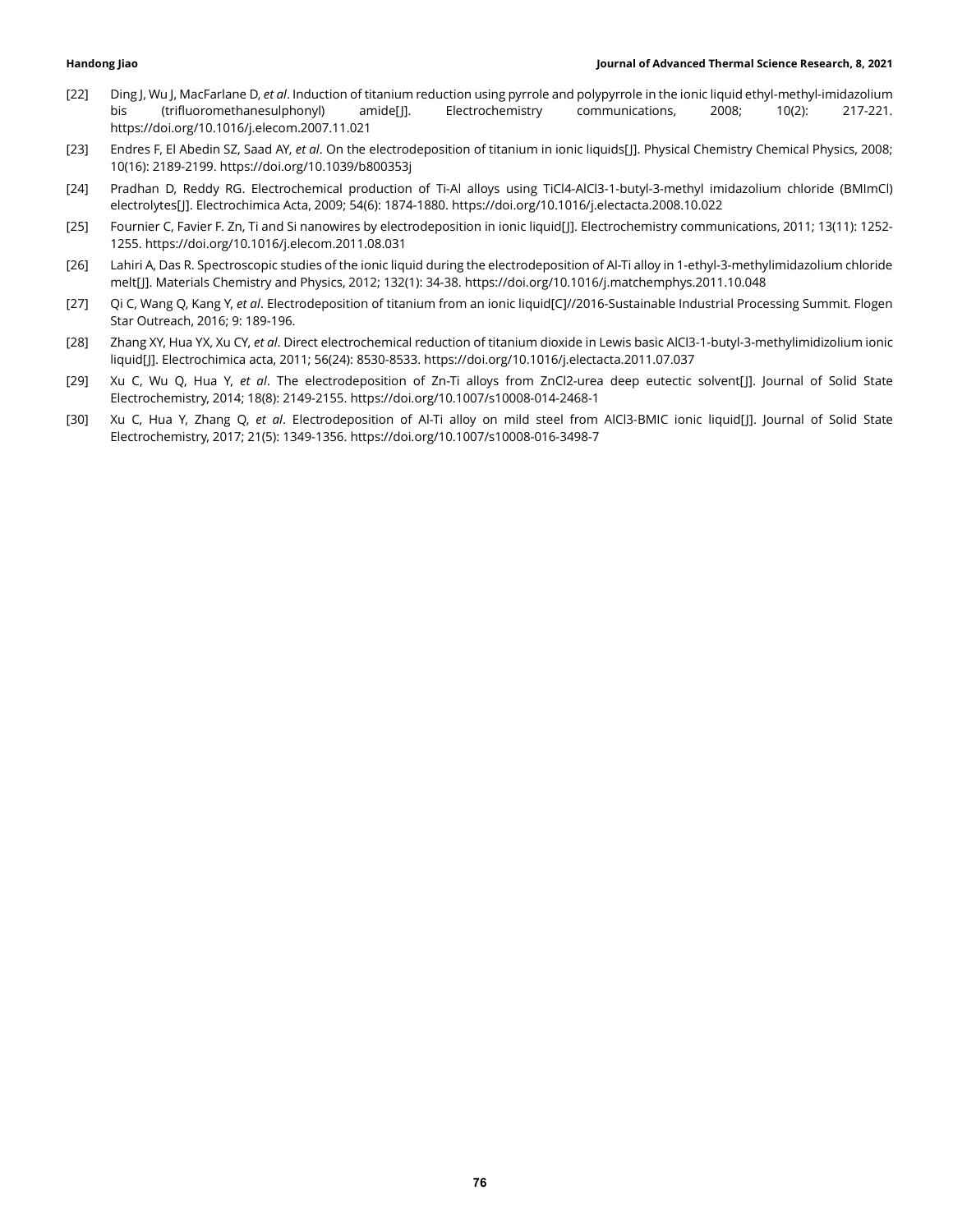[22] Ding J, Wu J, MacFarlane D, *et al*. Induction of titanium reduction using pyrrole and polypyrrole in the ionic liquid ethyl-methyl-imidazolium bis (trifluoromethanesulphonyl) amide[J]. Electrochemistry communications, 2008; 10(2): 217-221. https://doi.org/10.1016/j.elecom.2007.11.021

[23] Endres F, El Abedin SZ, Saad AY, *et al*. On the electrodeposition of titanium in ionic liquids[J]. Physical Chemistry Chemical Physics, 2008; 10(16): 2189-2199. https://doi.org/10.1039/b800353j

[24] Pradhan D, Reddy RG. Electrochemical production of Ti-Al alloys using $TiCl_4$-$AlCl_3$-1-butyl-3-methyl imidazolium chloride (BMImCl) electrolytes[J]. Electrochimica Acta, 2009; 54(6): 1874-1880. https://doi.org/10.1016/j.electacta.2008.10.022

[25] Fournier C, Favier F. Zn, Ti and Si nanowires by electrodeposition in ionic liquid[J]. Electrochemistry communications, 2011; 13(11): 1252-1255. https://doi.org/10.1016/j.elecom.2011.08.031

[26] Lahiri A, Das R. Spectroscopic studies of the ionic liquid during the electrodeposition of Al-Ti alloy in 1-ethyl-3-methylimidazolium chloride melt[J]. Materials Chemistry and Physics, 2012; 132(1): 34-38. https://doi.org/10.1016/j.matchemphys.2011.10.048

[27] Qi C, Wang Q, Kang Y, *et al*. Electrodeposition of titanium from an ionic liquid[C]//2016-Sustainable Industrial Processing Summit. Flogen Star Outreach, 2016; 9: 189-196.

[28] Zhang XY, Hua YX, Xu CY, *et al*. Direct electrochemical reduction of titanium dioxide in Lewis basic $AlCl_3$-1-butyl-3-methylimidizolium ionic liquid[J]. Electrochimica acta, 2011; 56(24): 8530-8533. https://doi.org/10.1016/j.electacta.2011.07.037

[29] Xu C, Wu Q, Hua Y, *et al*. The electrodeposition of Zn-Ti alloys from $ZnCl_2$-urea deep eutectic solvent[J]. Journal of Solid State Electrochemistry, 2014; 18(8): 2149-2155. https://doi.org/10.1007/s10008-014-2468-1

[30] Xu C, Hua Y, Zhang Q, *et al*. Electrodeposition of Al-Ti alloy on mild steel from $AlCl_3$-BMIC ionic liquid[J]. Journal of Solid State Electrochemistry, 2017; 21(5): 1349-1356. https://doi.org/10.1007/s10008-016-3498-7